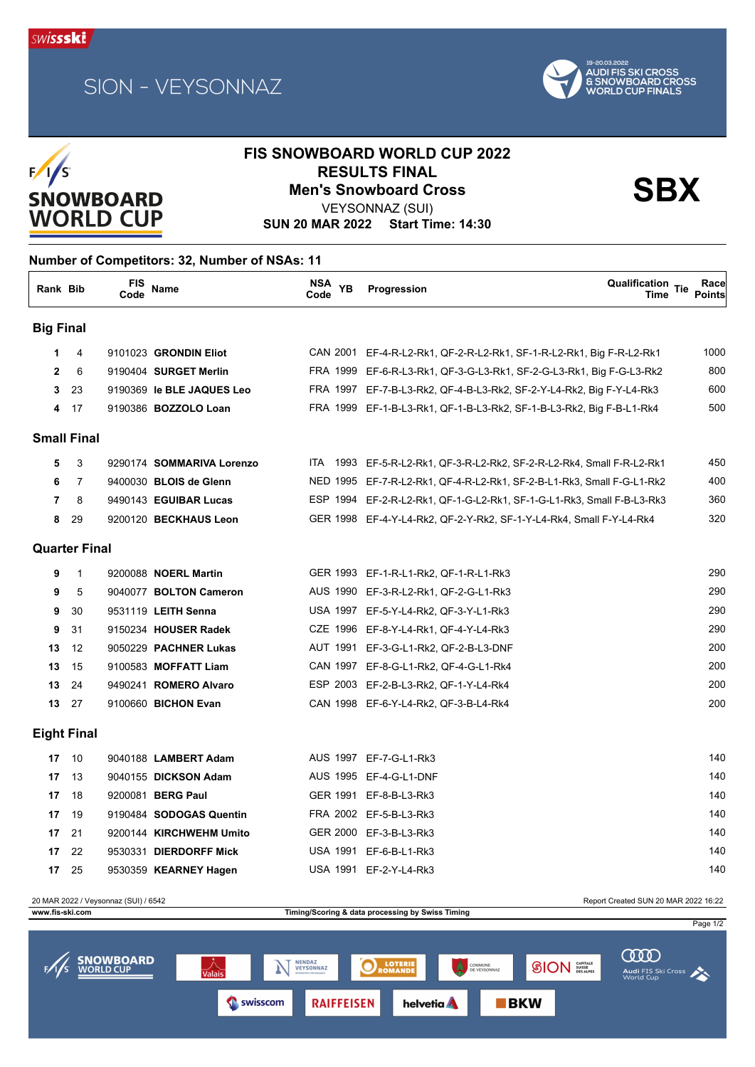SION - VEYSONNAZ

19-20.03.2022 AUDI FIS SKI CROSS & SNOWBOARD CROSS WORLD CUP FINALS

# FIS SNOWBOARD WORLD CUP 2022

## RESULTS FINAL

## Men's Snowboard Cross

**SBX**

VEYSONNAZ (SUI)

**SUN 20 MAR 2022 Start Time: 14:30**

**Number of Competitors: 32, Number of NSAs: 11**

| Rank | Bib | FIS Code | Name | NSA Code | YB | Progression | Qualification Time | Tie | Race Points |
|---|---|---|---|---|---|---|---|---|---|
| **Big Final** | | | | | | | | | |
| 1 | 4 | 9101023 | **GRONDIN Eliot** | CAN | 2001 | EF-4-R-L2-Rk1, QF-2-R-L2-Rk1, SF-1-R-L2-Rk1, Big F-R-L2-Rk1 | | | 1000 |
| 2 | 6 | 9190404 | **SURGET Merlin** | FRA | 1999 | EF-6-R-L3-Rk1, QF-3-G-L3-Rk1, SF-2-G-L3-Rk1, Big F-G-L3-Rk2 | | | 800 |
| 3 | 23 | 9190369 | **le BLE JAQUES Leo** | FRA | 1997 | EF-7-B-L3-Rk2, QF-4-B-L3-Rk2, SF-2-Y-L4-Rk2, Big F-Y-L4-Rk3 | | | 600 |
| 4 | 17 | 9190386 | **BOZZOLO Loan** | FRA | 1999 | EF-1-B-L3-Rk1, QF-1-B-L3-Rk2, SF-1-B-L3-Rk2, Big F-B-L1-Rk4 | | | 500 |
| **Small Final** | | | | | | | | | |
| 5 | 3 | 9290174 | **SOMMARIVA Lorenzo** | ITA | 1993 | EF-5-R-L2-Rk1, QF-3-R-L2-Rk2, SF-2-R-L2-Rk4, Small F-R-L2-Rk1 | | | 450 |
| 6 | 7 | 9400030 | **BLOIS de Glenn** | NED | 1995 | EF-7-R-L2-Rk1, QF-4-R-L2-Rk1, SF-2-B-L1-Rk3, Small F-G-L1-Rk2 | | | 400 |
| 7 | 8 | 9490143 | **EGUIBAR Lucas** | ESP | 1994 | EF-2-R-L2-Rk1, QF-1-G-L2-Rk1, SF-1-G-L1-Rk3, Small F-B-L3-Rk3 | | | 360 |
| 8 | 29 | 9200120 | **BECKHAUS Leon** | GER | 1998 | EF-4-Y-L4-Rk2, QF-2-Y-Rk2, SF-1-Y-L4-Rk4, Small F-Y-L4-Rk4 | | | 320 |
| **Quarter Final** | | | | | | | | | |
| 9 | 1 | 9200088 | **NOERL Martin** | GER | 1993 | EF-1-R-L1-Rk2, QF-1-R-L1-Rk3 | | | 290 |
| 9 | 5 | 9040077 | **BOLTON Cameron** | AUS | 1990 | EF-3-R-L2-Rk1, QF-2-G-L1-Rk3 | | | 290 |
| 9 | 30 | 9531119 | **LEITH Senna** | USA | 1997 | EF-5-Y-L4-Rk2, QF-3-Y-L1-Rk3 | | | 290 |
| 9 | 31 | 9150234 | **HOUSER Radek** | CZE | 1996 | EF-8-Y-L4-Rk1, QF-4-Y-L4-Rk3 | | | 290 |
| 13 | 12 | 9050229 | **PACHNER Lukas** | AUT | 1991 | EF-3-G-L1-Rk2, QF-2-B-L3-DNF | | | 200 |
| 13 | 15 | 9100583 | **MOFFATT Liam** | CAN | 1997 | EF-8-G-L1-Rk2, QF-4-G-L1-Rk4 | | | 200 |
| 13 | 24 | 9490241 | **ROMERO Alvaro** | ESP | 2003 | EF-2-B-L3-Rk2, QF-1-Y-L4-Rk4 | | | 200 |
| 13 | 27 | 9100660 | **BICHON Evan** | CAN | 1998 | EF-6-Y-L4-Rk2, QF-3-B-L4-Rk4 | | | 200 |
| **Eight Final** | | | | | | | | | |
| 17 | 10 | 9040188 | **LAMBERT Adam** | AUS | 1997 | EF-7-G-L1-Rk3 | | | 140 |
| 17 | 13 | 9040155 | **DICKSON Adam** | AUS | 1995 | EF-4-G-L1-DNF | | | 140 |
| 17 | 18 | 9200081 | **BERG Paul** | GER | 1991 | EF-8-B-L3-Rk3 | | | 140 |
| 17 | 19 | 9190484 | **SODOGAS Quentin** | FRA | 2002 | EF-5-B-L3-Rk3 | | | 140 |
| 17 | 21 | 9200144 | **KIRCHWEHM Umito** | GER | 2000 | EF-3-B-L3-Rk3 | | | 140 |
| 17 | 22 | 9530331 | **DIERDORFF Mick** | USA | 1991 | EF-6-B-L1-Rk3 | | | 140 |
| 17 | 25 | 9530359 | **KEARNEY Hagen** | USA | 1991 | EF-2-Y-L4-Rk3 | | | 140 |

20 MAR 2022 / Veysonnaz (SUI) / 6542 — Report Created SUN 20 MAR 2022 16:22

www.fis-ski.com — Timing/Scoring & data processing by Swiss Timing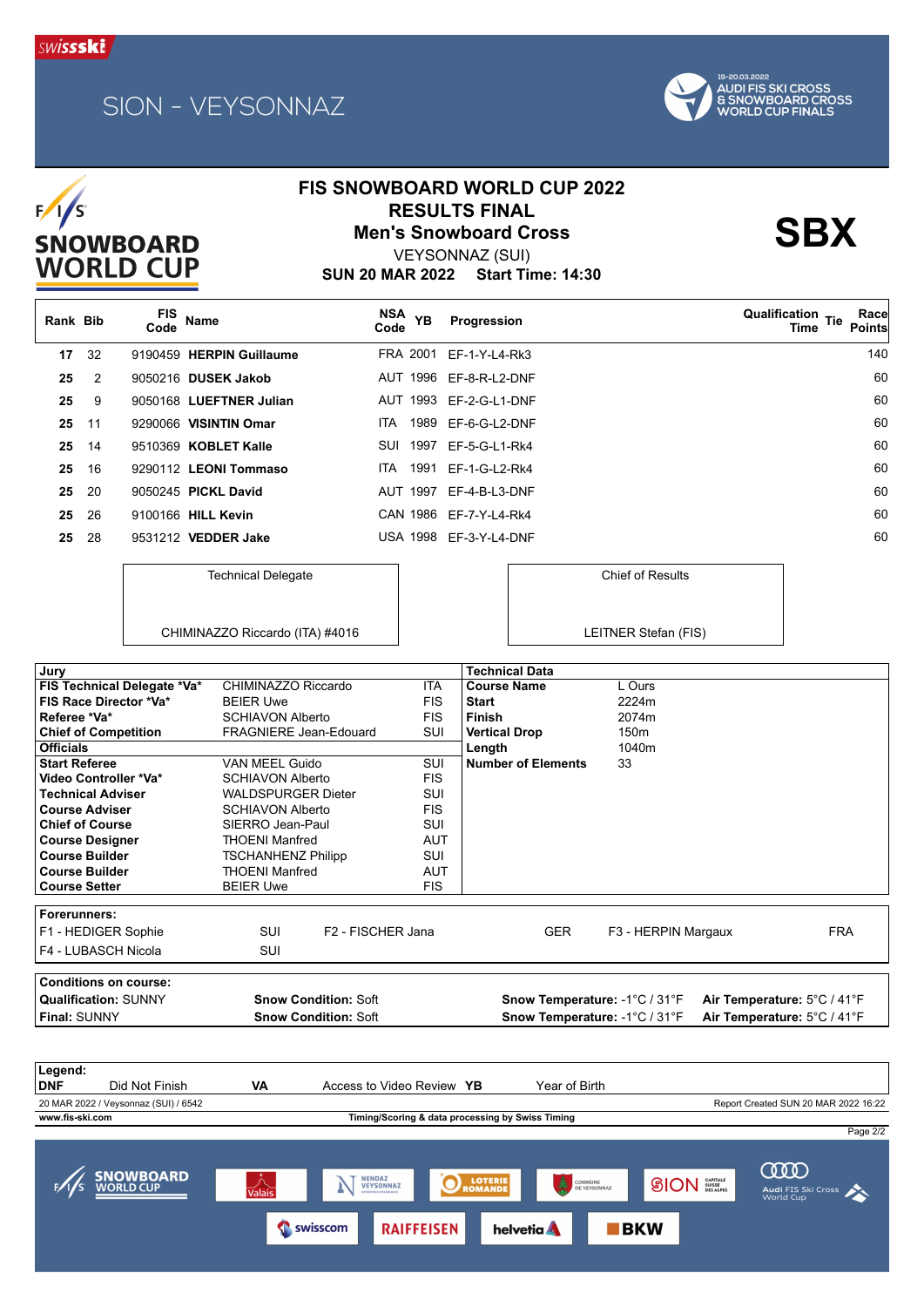# FIS SNOWBOARD WORLD CUP 2022
## RESULTS FINAL
### Men's Snowboard Cross

VEYSONNAZ (SUI)

**SUN 20 MAR 2022 Start Time: 14:30**

**SBX**

| Rank | Bib | FIS Code | Name | NSA Code | YB | Progression | Qualification Time | Tie | Race Points |
|---|---|---|---|---|---|---|---|---|---|
| 17 | 32 | 9190459 | **HERPIN Guillaume** | FRA | 2001 | EF-1-Y-L4-Rk3 | | | 140 |
| 25 | 2 | 9050216 | **DUSEK Jakob** | AUT | 1996 | EF-8-R-L2-DNF | | | 60 |
| 25 | 9 | 9050168 | **LUEFTNER Julian** | AUT | 1993 | EF-2-G-L1-DNF | | | 60 |
| 25 | 11 | 9290066 | **VISINTIN Omar** | ITA | 1989 | EF-6-G-L2-DNF | | | 60 |
| 25 | 14 | 9510369 | **KOBLET Kalle** | SUI | 1997 | EF-5-G-L1-Rk4 | | | 60 |
| 25 | 16 | 9290112 | **LEONI Tommaso** | ITA | 1991 | EF-1-G-L2-Rk4 | | | 60 |
| 25 | 20 | 9050245 | **PICKL David** | AUT | 1997 | EF-4-B-L3-DNF | | | 60 |
| 25 | 26 | 9100166 | **HILL Kevin** | CAN | 1986 | EF-7-Y-L4-Rk4 | | | 60 |
| 25 | 28 | 9531212 | **VEDDER Jake** | USA | 1998 | EF-3-Y-L4-DNF | | | 60 |

| Technical Delegate | Chief of Results |
|---|---|
| CHIMINAZZO Riccardo (ITA) #4016 | LEITNER Stefan (FIS) |

| Jury | | | Technical Data | |
|---|---|---|---|---|
| **FIS Technical Delegate *Va*** | CHIMINAZZO Riccardo | ITA | **Course Name** | L Ours |
| **FIS Race Director *Va*** | BEIER Uwe | FIS | **Start** | 2224m |
| **Referee *Va*** | SCHIAVON Alberto | FIS | **Finish** | 2074m |
| **Chief of Competition** | FRAGNIERE Jean-Edouard | SUI | **Vertical Drop** | 150m |
| **Officials** | | | **Length** | 1040m |
| **Start Referee** | VAN MEEL Guido | SUI | **Number of Elements** | 33 |
| **Video Controller *Va*** | SCHIAVON Alberto | FIS | | |
| **Technical Adviser** | WALDSPURGER Dieter | SUI | | |
| **Course Adviser** | SCHIAVON Alberto | FIS | | |
| **Chief of Course** | SIERRO Jean-Paul | SUI | | |
| **Course Designer** | THOENI Manfred | AUT | | |
| **Course Builder** | TSCHANHENZ Philipp | SUI | | |
| **Course Builder** | THOENI Manfred | AUT | | |
| **Course Setter** | BEIER Uwe | FIS | | |

**Forerunners:**

| | | | | | |
|---|---|---|---|---|---|
| F1 - HEDIGER Sophie | SUI | F2 - FISCHER Jana | GER | F3 - HERPIN Margaux | FRA |
| F4 - LUBASCH Nicola | SUI | | | | |

**Conditions on course:**

| | | | |
|---|---|---|---|
| **Qualification:** SUNNY | **Snow Condition:** Soft | **Snow Temperature:** -1°C / 31°F | **Air Temperature:** 5°C / 41°F |
| **Final:** SUNNY | **Snow Condition:** Soft | **Snow Temperature:** -1°C / 31°F | **Air Temperature:** 5°C / 41°F |

**Legend:**

| | | | | | |
|---|---|---|---|---|---|
| **DNF** | Did Not Finish | **VA** | Access to Video Review | **YB** | Year of Birth |

20 MAR 2022 / Veysonnaz (SUI) / 6542 — Report Created SUN 20 MAR 2022 16:22

www.fis-ski.com — Timing/Scoring & data processing by Swiss Timing